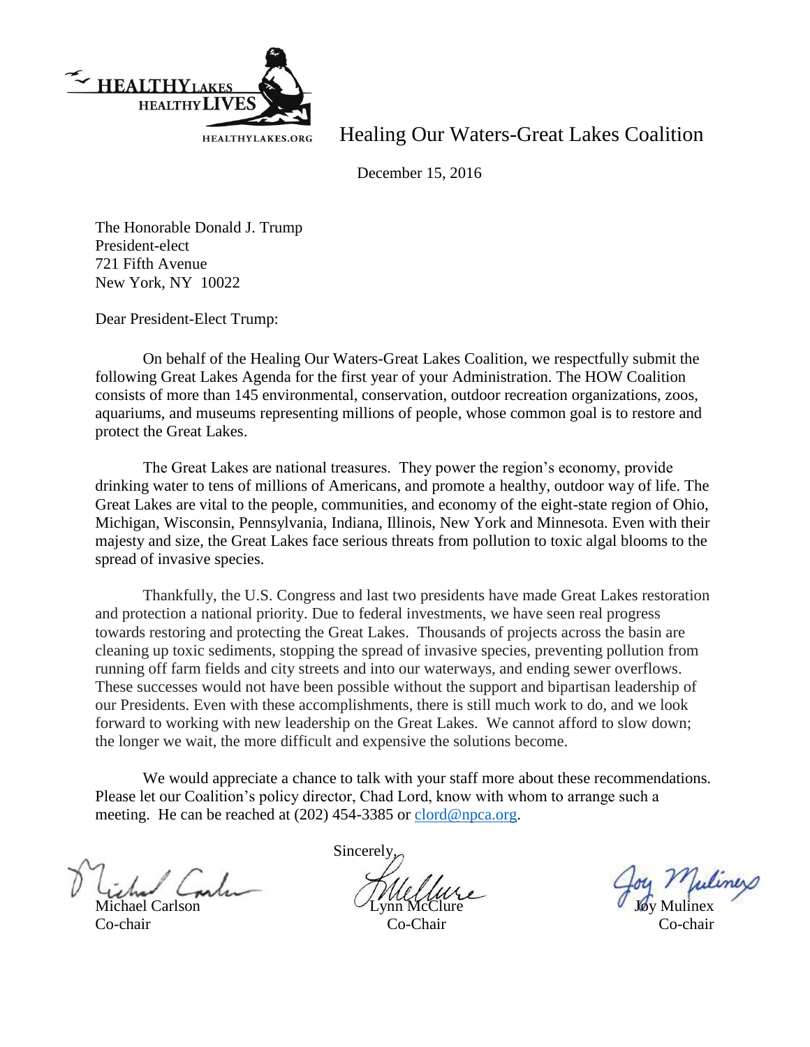HEALTHY LAKES HEALTHY LIVES

HEALTHYLAKES.ORG

# Healing Our Waters-Great Lakes Coalition

December 15, 2016

The Honorable Donald J. Trump
President-elect
721 Fifth Avenue
New York, NY 10022

Dear President-Elect Trump:

On behalf of the Healing Our Waters-Great Lakes Coalition, we respectfully submit the following Great Lakes Agenda for the first year of your Administration. The HOW Coalition consists of more than 145 environmental, conservation, outdoor recreation organizations, zoos, aquariums, and museums representing millions of people, whose common goal is to restore and protect the Great Lakes.

The Great Lakes are national treasures. They power the region's economy, provide drinking water to tens of millions of Americans, and promote a healthy, outdoor way of life. The Great Lakes are vital to the people, communities, and economy of the eight-state region of Ohio, Michigan, Wisconsin, Pennsylvania, Indiana, Illinois, New York and Minnesota. Even with their majesty and size, the Great Lakes face serious threats from pollution to toxic algal blooms to the spread of invasive species.

Thankfully, the U.S. Congress and last two presidents have made Great Lakes restoration and protection a national priority. Due to federal investments, we have seen real progress towards restoring and protecting the Great Lakes. Thousands of projects across the basin are cleaning up toxic sediments, stopping the spread of invasive species, preventing pollution from running off farm fields and city streets and into our waterways, and ending sewer overflows. These successes would not have been possible without the support and bipartisan leadership of our Presidents. Even with these accomplishments, there is still much work to do, and we look forward to working with new leadership on the Great Lakes. We cannot afford to slow down; the longer we wait, the more difficult and expensive the solutions become.

We would appreciate a chance to talk with your staff more about these recommendations. Please let our Coalition's policy director, Chad Lord, know with whom to arrange such a meeting. He can be reached at (202) 454-3385 or clord@npca.org.

Sincerely,

Michael Carlson
Co-chair

Lynn McClure
Co-Chair

Joy Mulinex
Co-chair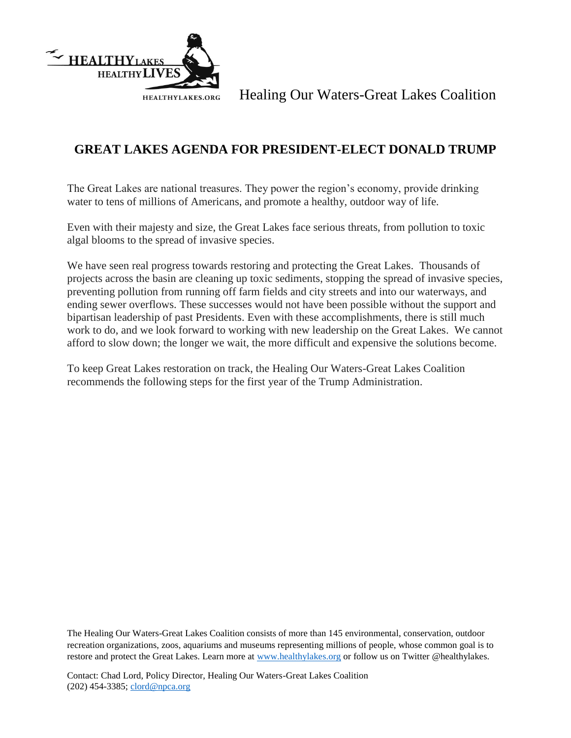HEALTHY LAKES HEALTHY LIVES

HEALTHYLAKES.ORG

Healing Our Waters-Great Lakes Coalition

## GREAT LAKES AGENDA FOR PRESIDENT-ELECT DONALD TRUMP

The Great Lakes are national treasures. They power the region's economy, provide drinking water to tens of millions of Americans, and promote a healthy, outdoor way of life.

Even with their majesty and size, the Great Lakes face serious threats, from pollution to toxic algal blooms to the spread of invasive species.

We have seen real progress towards restoring and protecting the Great Lakes. Thousands of projects across the basin are cleaning up toxic sediments, stopping the spread of invasive species, preventing pollution from running off farm fields and city streets and into our waterways, and ending sewer overflows. These successes would not have been possible without the support and bipartisan leadership of past Presidents. Even with these accomplishments, there is still much work to do, and we look forward to working with new leadership on the Great Lakes. We cannot afford to slow down; the longer we wait, the more difficult and expensive the solutions become.

To keep Great Lakes restoration on track, the Healing Our Waters-Great Lakes Coalition recommends the following steps for the first year of the Trump Administration.

The Healing Our Waters-Great Lakes Coalition consists of more than 145 environmental, conservation, outdoor recreation organizations, zoos, aquariums and museums representing millions of people, whose common goal is to restore and protect the Great Lakes. Learn more at www.healthylakes.org or follow us on Twitter @healthylakes.

Contact: Chad Lord, Policy Director, Healing Our Waters-Great Lakes Coalition
(202) 454-3385; clord@npca.org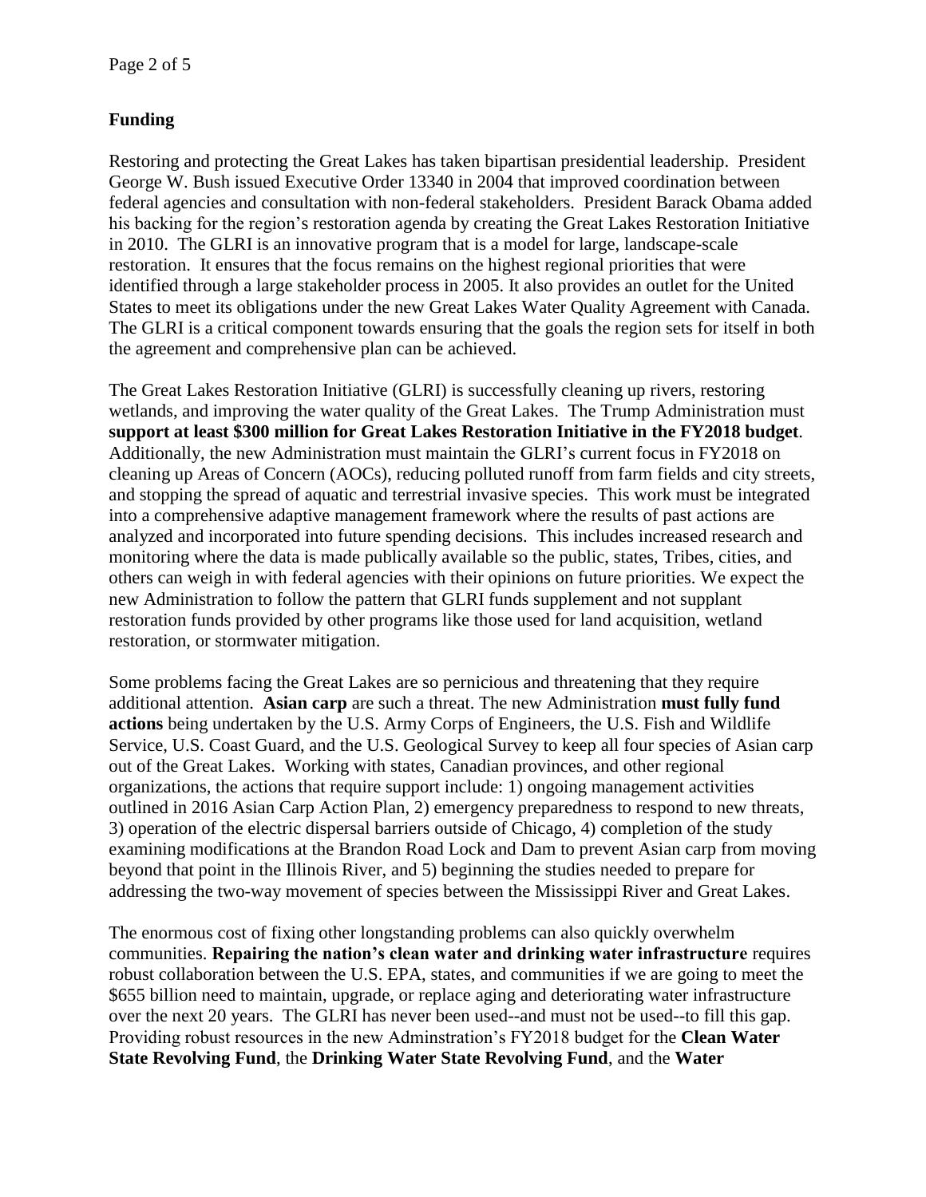## Funding

Restoring and protecting the Great Lakes has taken bipartisan presidential leadership. President George W. Bush issued Executive Order 13340 in 2004 that improved coordination between federal agencies and consultation with non-federal stakeholders. President Barack Obama added his backing for the region's restoration agenda by creating the Great Lakes Restoration Initiative in 2010. The GLRI is an innovative program that is a model for large, landscape-scale restoration. It ensures that the focus remains on the highest regional priorities that were identified through a large stakeholder process in 2005. It also provides an outlet for the United States to meet its obligations under the new Great Lakes Water Quality Agreement with Canada. The GLRI is a critical component towards ensuring that the goals the region sets for itself in both the agreement and comprehensive plan can be achieved.

The Great Lakes Restoration Initiative (GLRI) is successfully cleaning up rivers, restoring wetlands, and improving the water quality of the Great Lakes. The Trump Administration must **support at least $300 million for Great Lakes Restoration Initiative in the FY2018 budget**. Additionally, the new Administration must maintain the GLRI's current focus in FY2018 on cleaning up Areas of Concern (AOCs), reducing polluted runoff from farm fields and city streets, and stopping the spread of aquatic and terrestrial invasive species. This work must be integrated into a comprehensive adaptive management framework where the results of past actions are analyzed and incorporated into future spending decisions. This includes increased research and monitoring where the data is made publically available so the public, states, Tribes, cities, and others can weigh in with federal agencies with their opinions on future priorities. We expect the new Administration to follow the pattern that GLRI funds supplement and not supplant restoration funds provided by other programs like those used for land acquisition, wetland restoration, or stormwater mitigation.

Some problems facing the Great Lakes are so pernicious and threatening that they require additional attention. **Asian carp** are such a threat. The new Administration **must fully fund actions** being undertaken by the U.S. Army Corps of Engineers, the U.S. Fish and Wildlife Service, U.S. Coast Guard, and the U.S. Geological Survey to keep all four species of Asian carp out of the Great Lakes. Working with states, Canadian provinces, and other regional organizations, the actions that require support include: 1) ongoing management activities outlined in 2016 Asian Carp Action Plan, 2) emergency preparedness to respond to new threats, 3) operation of the electric dispersal barriers outside of Chicago, 4) completion of the study examining modifications at the Brandon Road Lock and Dam to prevent Asian carp from moving beyond that point in the Illinois River, and 5) beginning the studies needed to prepare for addressing the two-way movement of species between the Mississippi River and Great Lakes.

The enormous cost of fixing other longstanding problems can also quickly overwhelm communities. **Repairing the nation's clean water and drinking water infrastructure** requires robust collaboration between the U.S. EPA, states, and communities if we are going to meet the $655 billion need to maintain, upgrade, or replace aging and deteriorating water infrastructure over the next 20 years. The GLRI has never been used--and must not be used--to fill this gap. Providing robust resources in the new Adminstration's FY2018 budget for the **Clean Water State Revolving Fund**, the **Drinking Water State Revolving Fund**, and the **Water**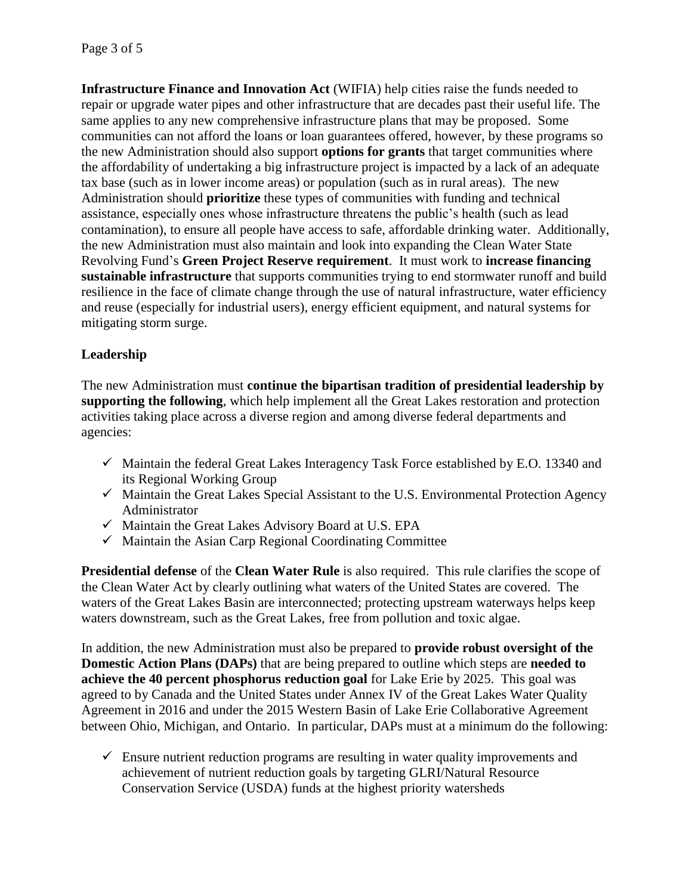**Infrastructure Finance and Innovation Act** (WIFIA) help cities raise the funds needed to repair or upgrade water pipes and other infrastructure that are decades past their useful life. The same applies to any new comprehensive infrastructure plans that may be proposed. Some communities can not afford the loans or loan guarantees offered, however, by these programs so the new Administration should also support **options for grants** that target communities where the affordability of undertaking a big infrastructure project is impacted by a lack of an adequate tax base (such as in lower income areas) or population (such as in rural areas). The new Administration should **prioritize** these types of communities with funding and technical assistance, especially ones whose infrastructure threatens the public's health (such as lead contamination), to ensure all people have access to safe, affordable drinking water. Additionally, the new Administration must also maintain and look into expanding the Clean Water State Revolving Fund's **Green Project Reserve requirement**. It must work to **increase financing sustainable infrastructure** that supports communities trying to end stormwater runoff and build resilience in the face of climate change through the use of natural infrastructure, water efficiency and reuse (especially for industrial users), energy efficient equipment, and natural systems for mitigating storm surge.

**Leadership**

The new Administration must **continue the bipartisan tradition of presidential leadership by supporting the following**, which help implement all the Great Lakes restoration and protection activities taking place across a diverse region and among diverse federal departments and agencies:

- ✓ Maintain the federal Great Lakes Interagency Task Force established by E.O. 13340 and its Regional Working Group
- ✓ Maintain the Great Lakes Special Assistant to the U.S. Environmental Protection Agency Administrator
- ✓ Maintain the Great Lakes Advisory Board at U.S. EPA
- ✓ Maintain the Asian Carp Regional Coordinating Committee

**Presidential defense** of the **Clean Water Rule** is also required. This rule clarifies the scope of the Clean Water Act by clearly outlining what waters of the United States are covered. The waters of the Great Lakes Basin are interconnected; protecting upstream waterways helps keep waters downstream, such as the Great Lakes, free from pollution and toxic algae.

In addition, the new Administration must also be prepared to **provide robust oversight of the Domestic Action Plans (DAPs)** that are being prepared to outline which steps are **needed to achieve the 40 percent phosphorus reduction goal** for Lake Erie by 2025. This goal was agreed to by Canada and the United States under Annex IV of the Great Lakes Water Quality Agreement in 2016 and under the 2015 Western Basin of Lake Erie Collaborative Agreement between Ohio, Michigan, and Ontario. In particular, DAPs must at a minimum do the following:

- ✓ Ensure nutrient reduction programs are resulting in water quality improvements and achievement of nutrient reduction goals by targeting GLRI/Natural Resource Conservation Service (USDA) funds at the highest priority watersheds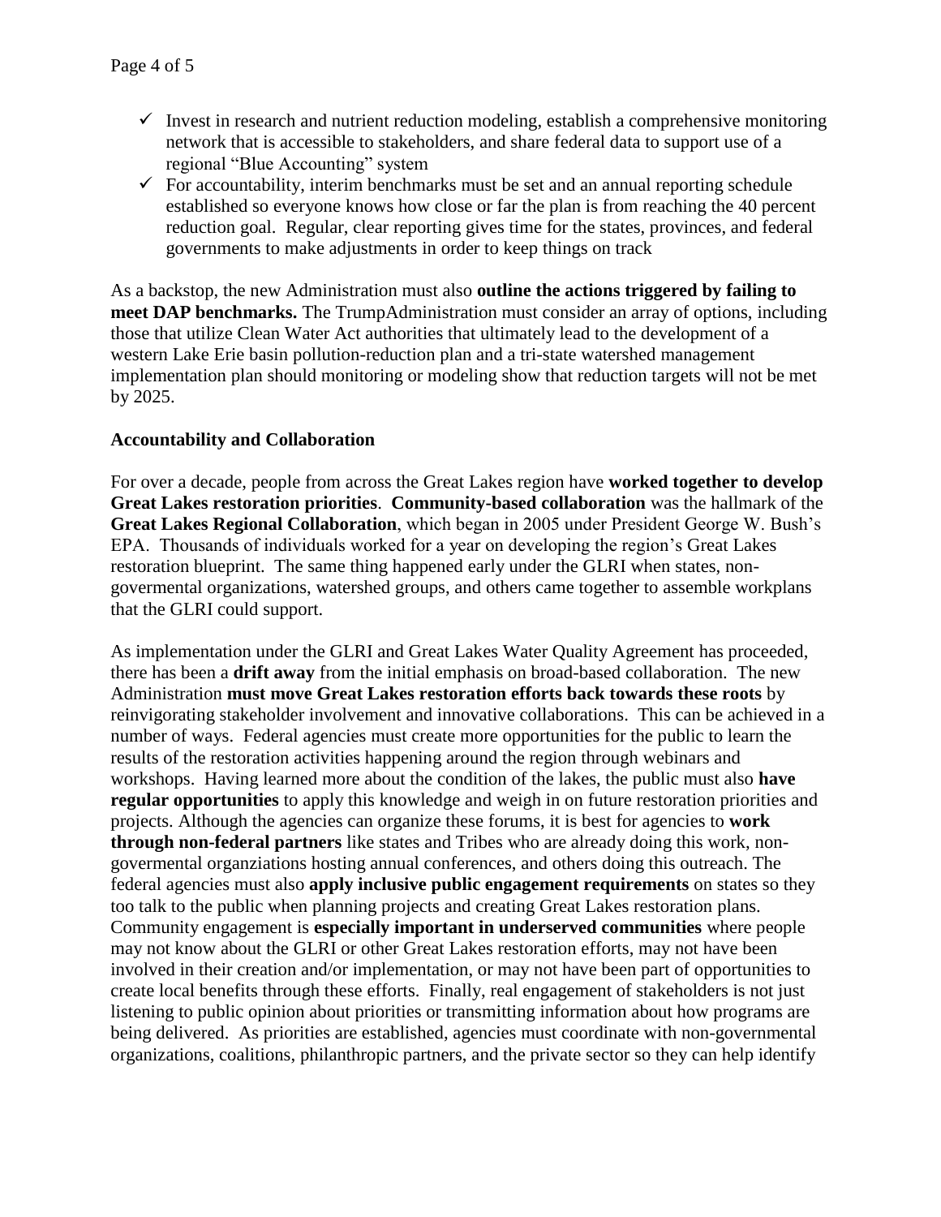- ✓ Invest in research and nutrient reduction modeling, establish a comprehensive monitoring network that is accessible to stakeholders, and share federal data to support use of a regional "Blue Accounting" system
- ✓ For accountability, interim benchmarks must be set and an annual reporting schedule established so everyone knows how close or far the plan is from reaching the 40 percent reduction goal. Regular, clear reporting gives time for the states, provinces, and federal governments to make adjustments in order to keep things on track

As a backstop, the new Administration must also **outline the actions triggered by failing to meet DAP benchmarks.** The TrumpAdministration must consider an array of options, including those that utilize Clean Water Act authorities that ultimately lead to the development of a western Lake Erie basin pollution-reduction plan and a tri-state watershed management implementation plan should monitoring or modeling show that reduction targets will not be met by 2025.

**Accountability and Collaboration**

For over a decade, people from across the Great Lakes region have **worked together to develop Great Lakes restoration priorities**. **Community-based collaboration** was the hallmark of the **Great Lakes Regional Collaboration**, which began in 2005 under President George W. Bush's EPA. Thousands of individuals worked for a year on developing the region's Great Lakes restoration blueprint. The same thing happened early under the GLRI when states, non-govermental organizations, watershed groups, and others came together to assemble workplans that the GLRI could support.

As implementation under the GLRI and Great Lakes Water Quality Agreement has proceeded, there has been a **drift away** from the initial emphasis on broad-based collaboration. The new Administration **must move Great Lakes restoration efforts back towards these roots** by reinvigorating stakeholder involvement and innovative collaborations. This can be achieved in a number of ways. Federal agencies must create more opportunities for the public to learn the results of the restoration activities happening around the region through webinars and workshops. Having learned more about the condition of the lakes, the public must also **have regular opportunities** to apply this knowledge and weigh in on future restoration priorities and projects. Although the agencies can organize these forums, it is best for agencies to **work through non-federal partners** like states and Tribes who are already doing this work, non-govermental organziations hosting annual conferences, and others doing this outreach. The federal agencies must also **apply inclusive public engagement requirements** on states so they too talk to the public when planning projects and creating Great Lakes restoration plans. Community engagement is **especially important in underserved communities** where people may not know about the GLRI or other Great Lakes restoration efforts, may not have been involved in their creation and/or implementation, or may not have been part of opportunities to create local benefits through these efforts. Finally, real engagement of stakeholders is not just listening to public opinion about priorities or transmitting information about how programs are being delivered. As priorities are established, agencies must coordinate with non-governmental organizations, coalitions, philanthropic partners, and the private sector so they can help identify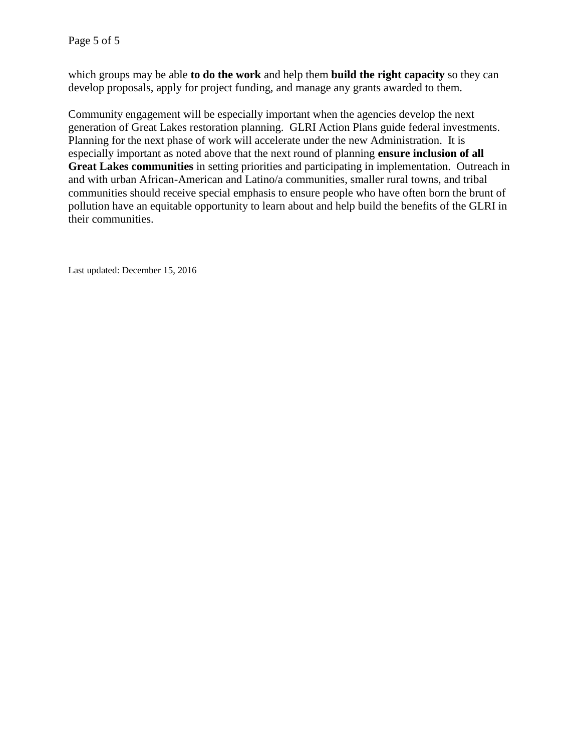which groups may be able **to do the work** and help them **build the right capacity** so they can develop proposals, apply for project funding, and manage any grants awarded to them.

Community engagement will be especially important when the agencies develop the next generation of Great Lakes restoration planning. GLRI Action Plans guide federal investments. Planning for the next phase of work will accelerate under the new Administration. It is especially important as noted above that the next round of planning **ensure inclusion of all Great Lakes communities** in setting priorities and participating in implementation. Outreach in and with urban African-American and Latino/a communities, smaller rural towns, and tribal communities should receive special emphasis to ensure people who have often born the brunt of pollution have an equitable opportunity to learn about and help build the benefits of the GLRI in their communities.

Last updated: December 15, 2016